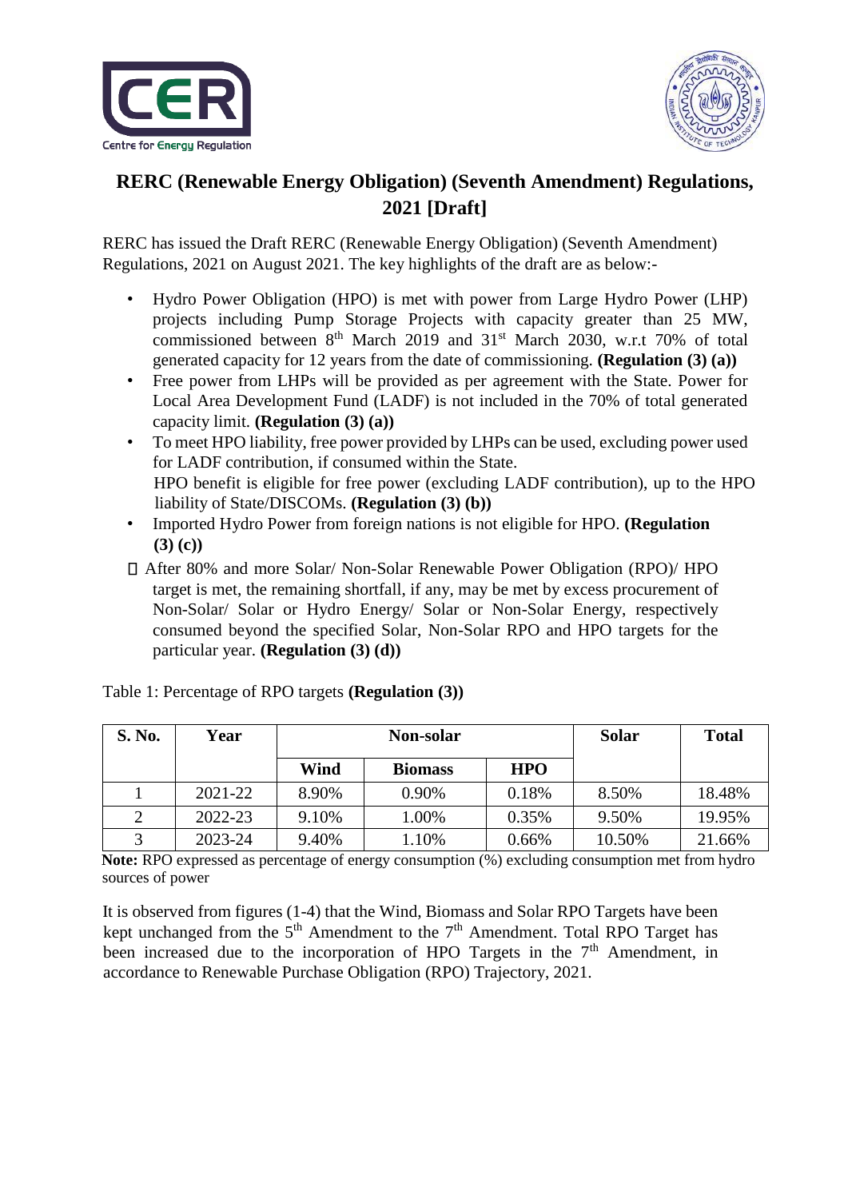# RERC (Renewable Energy Obligation) (Seventh Amendment) Regulations, 2021 [Draft]

RERC has issued the Draft RERC (Renewable Energy Obligation) (Seventh Amendment) Regulations, 2021 on August 2021. The key highlights of the draft are as below:-

- Hydro Power Obligation (HPO) is met with power from Large Hydro Power (LHP) projects including Pump Storage Projects with capacity greater than 25 MW, commissioned between 8th March 2019 and 31st March 2030, w.r.t 70% of total generated capacity for 12 years from the date of commissioning. **(Regulation (3) (a))**
- Free power from LHPs will be provided as per agreement with the State. Power for Local Area Development Fund (LADF) is not included in the 70% of total generated capacity limit. **(Regulation (3) (a))**
- To meet HPO liability, free power provided by LHPs can be used, excluding power used for LADF contribution, if consumed within the State.
  HPO benefit is eligible for free power (excluding LADF contribution), up to the HPO liability of State/DISCOMs. **(Regulation (3) (b))**
- Imported Hydro Power from foreign nations is not eligible for HPO. **(Regulation (3) (c))**
- After 80% and more Solar/ Non-Solar Renewable Power Obligation (RPO)/ HPO target is met, the remaining shortfall, if any, may be met by excess procurement of Non-Solar/ Solar or Hydro Energy/ Solar or Non-Solar Energy, respectively consumed beyond the specified Solar, Non-Solar RPO and HPO targets for the particular year. **(Regulation (3) (d))**

Table 1: Percentage of RPO targets **(Regulation (3))**

| S. No. | Year | Non-solar | | | Solar | Total |
|---|---|---|---|---|---|---|
| | | Wind | Biomass | HPO | | |
| 1 | 2021-22 | 8.90% | 0.90% | 0.18% | 8.50% | 18.48% |
| 2 | 2022-23 | 9.10% | 1.00% | 0.35% | 9.50% | 19.95% |
| 3 | 2023-24 | 9.40% | 1.10% | 0.66% | 10.50% | 21.66% |

**Note:** RPO expressed as percentage of energy consumption (%) excluding consumption met from hydro sources of power

It is observed from figures (1-4) that the Wind, Biomass and Solar RPO Targets have been kept unchanged from the 5th Amendment to the 7th Amendment. Total RPO Target has been increased due to the incorporation of HPO Targets in the 7th Amendment, in accordance to Renewable Purchase Obligation (RPO) Trajectory, 2021.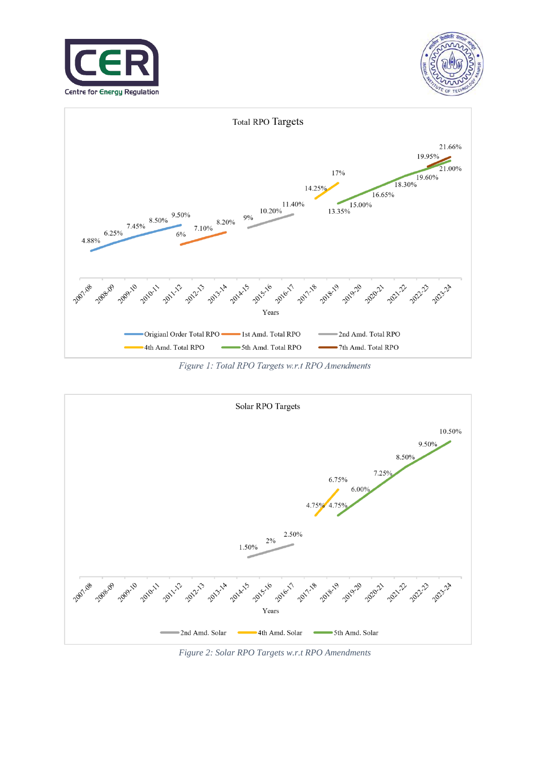**Total RPO Targets**

| Years | Origianl Order Total RPO | 1st Amd. Total RPO | 2nd Amd. Total RPO | 4th Amd. Total RPO | 5th Amd. Total RPO | 7th Amd. Total RPO |
|---|---|---|---|---|---|---|
| 2007-08 | 4.88% | | | | | |
| 2008-09 | 6.25% | | | | | |
| 2009-10 | 7.45% | | | | | |
| 2010-11 | 8.50% | | | | | |
| 2011-12 | 9.50% | 6% | | | | |
| 2012-13 | | 7.10% | | | | |
| 2013-14 | | 8.20% | | | | |
| 2014-15 | | | 9% | | | |
| 2015-16 | | | 10.20% | | | |
| 2016-17 | | | 11.40% | | | |
| 2017-18 | | | | 14.25% | | |
| 2018-19 | | | | 17% | 13.35% | |
| 2019-20 | | | | | 15.00% | |
| 2020-21 | | | | | 16.65% | |
| 2021-22 | | | | | 18.30% | |
| 2022-23 | | | | | 19.60% | 19.95% |
| 2023-24 | | | | | 21.00% | 21.66% |

*Figure 1: Total RPO Targets w.r.t RPO Amendments*

**Solar RPO Targets**

| Years | 2nd Amd. Solar | 4th Amd. Solar | 5th Amd. Solar |
|---|---|---|---|
| 2014-15 | 1.50% | | |
| 2015-16 | 2% | | |
| 2016-17 | 2.50% | | |
| 2017-18 | | 4.75% | |
| 2018-19 | | 6.75% | 4.75% |
| 2019-20 | | | 6.00% |
| 2020-21 | | | 7.25% |
| 2021-22 | | | 8.50% |
| 2022-23 | | | 9.50% |
| 2023-24 | | | 10.50% |

*Figure 2: Solar RPO Targets w.r.t RPO Amendments*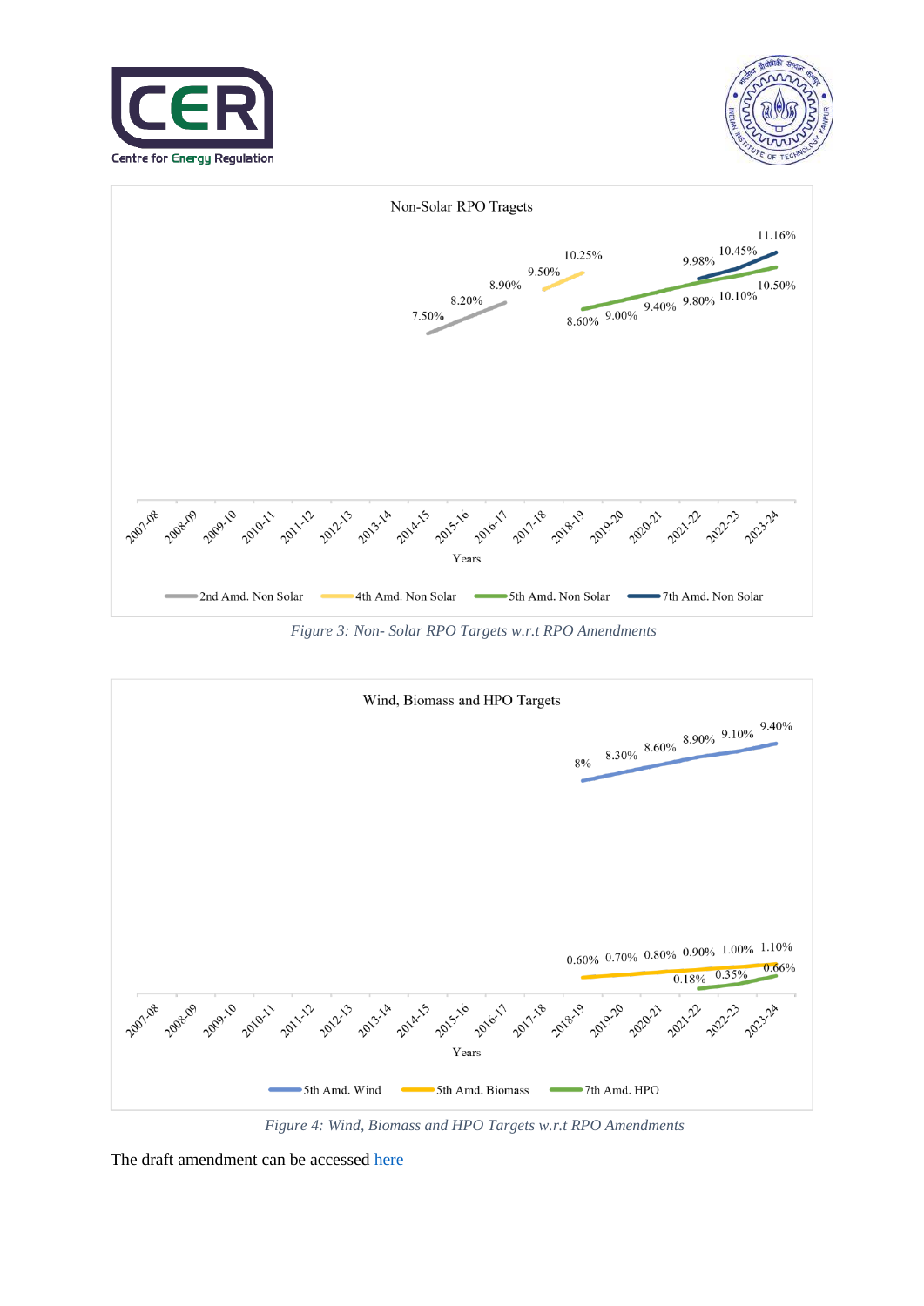Figure 3: Non- Solar RPO Targets w.r.t RPO Amendments

Figure 4: Wind, Biomass and HPO Targets w.r.t RPO Amendments

The draft amendment can be accessed [here]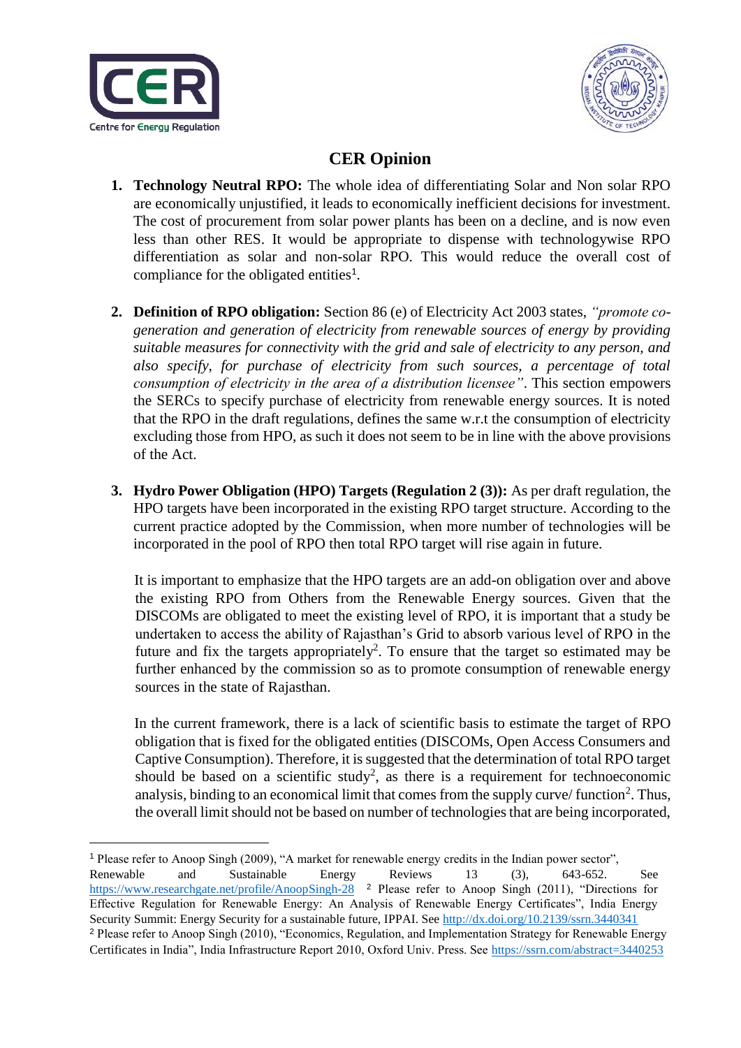# CER Opinion

1. **Technology Neutral RPO:** The whole idea of differentiating Solar and Non solar RPO are economically unjustified, it leads to economically inefficient decisions for investment. The cost of procurement from solar power plants has been on a decline, and is now even less than other RES. It would be appropriate to dispense with technologywise RPO differentiation as solar and non-solar RPO. This would reduce the overall cost of compliance for the obligated entities[1].

2. **Definition of RPO obligation:** Section 86 (e) of Electricity Act 2003 states, *"promote co-generation and generation of electricity from renewable sources of energy by providing suitable measures for connectivity with the grid and sale of electricity to any person, and also specify, for purchase of electricity from such sources, a percentage of total consumption of electricity in the area of a distribution licensee"*. This section empowers the SERCs to specify purchase of electricity from renewable energy sources. It is noted that the RPO in the draft regulations, defines the same w.r.t the consumption of electricity excluding those from HPO, as such it does not seem to be in line with the above provisions of the Act.

3. **Hydro Power Obligation (HPO) Targets (Regulation 2 (3)):** As per draft regulation, the HPO targets have been incorporated in the existing RPO target structure. According to the current practice adopted by the Commission, when more number of technologies will be incorporated in the pool of RPO then total RPO target will rise again in future.

   It is important to emphasize that the HPO targets are an add-on obligation over and above the existing RPO from Others from the Renewable Energy sources. Given that the DISCOMs are obligated to meet the existing level of RPO, it is important that a study be undertaken to access the ability of Rajasthan's Grid to absorb various level of RPO in the future and fix the targets appropriately[2]. To ensure that the target so estimated may be further enhanced by the commission so as to promote consumption of renewable energy sources in the state of Rajasthan.

   In the current framework, there is a lack of scientific basis to estimate the target of RPO obligation that is fixed for the obligated entities (DISCOMs, Open Access Consumers and Captive Consumption). Therefore, it is suggested that the determination of total RPO target should be based on a scientific study[2], as there is a requirement for technoeconomic analysis, binding to an economical limit that comes from the supply curve/ function[2]. Thus, the overall limit should not be based on number of technologies that are being incorporated,

---

[1] Please refer to Anoop Singh (2009), "A market for renewable energy credits in the Indian power sector", Renewable and Sustainable Energy Reviews 13 (3), 643-652. See https://www.researchgate.net/profile/AnoopSingh-28 [2] Please refer to Anoop Singh (2011), "Directions for Effective Regulation for Renewable Energy: An Analysis of Renewable Energy Certificates", India Energy Security Summit: Energy Security for a sustainable future, IPPAI. See http://dx.doi.org/10.2139/ssrn.3440341

[2] Please refer to Anoop Singh (2010), "Economics, Regulation, and Implementation Strategy for Renewable Energy Certificates in India", India Infrastructure Report 2010, Oxford Univ. Press. See https://ssrn.com/abstract=3440253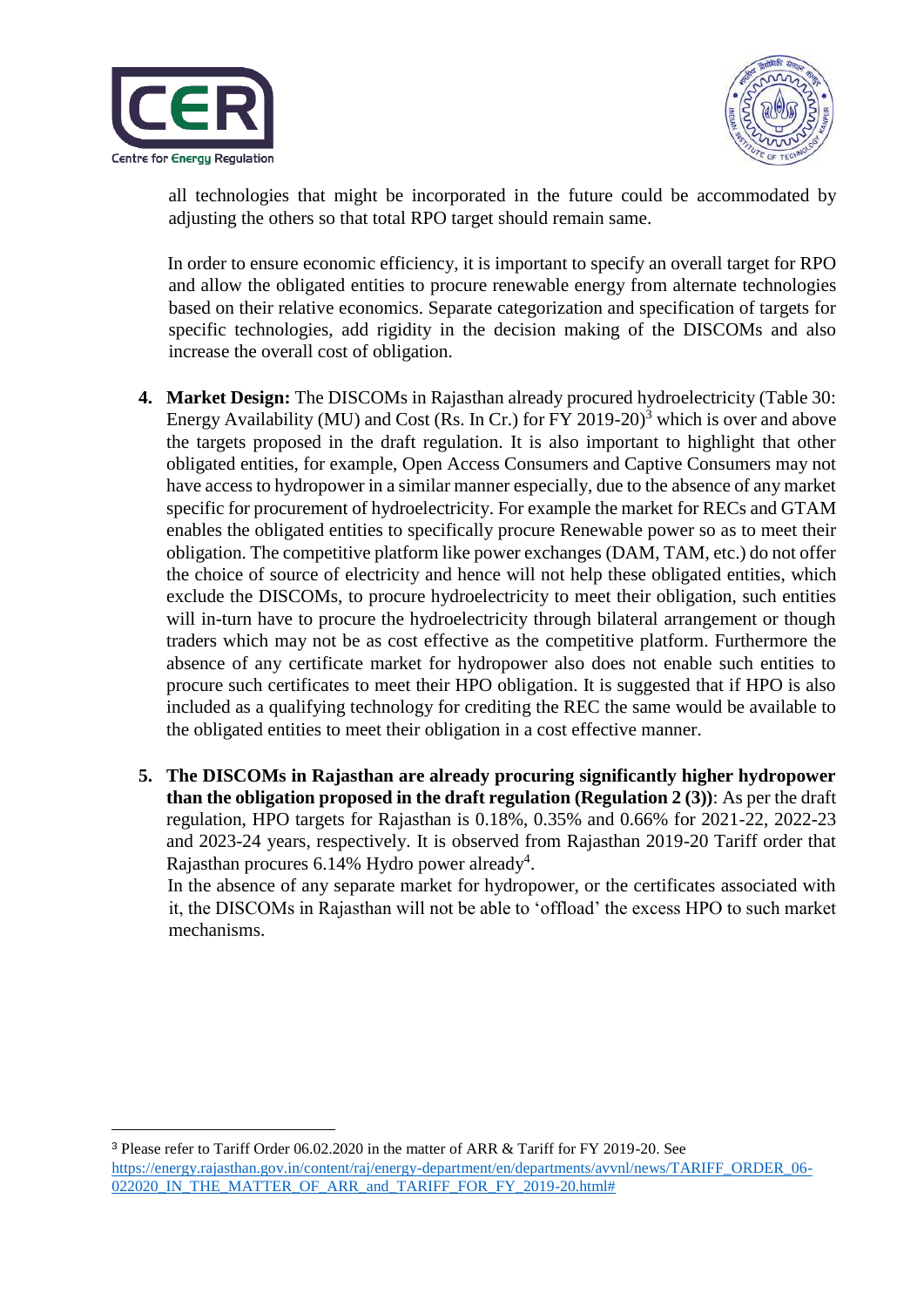all technologies that might be incorporated in the future could be accommodated by adjusting the others so that total RPO target should remain same.

In order to ensure economic efficiency, it is important to specify an overall target for RPO and allow the obligated entities to procure renewable energy from alternate technologies based on their relative economics. Separate categorization and specification of targets for specific technologies, add rigidity in the decision making of the DISCOMs and also increase the overall cost of obligation.

4. **Market Design:** The DISCOMs in Rajasthan already procured hydroelectricity (Table 30: Energy Availability (MU) and Cost (Rs. In Cr.) for FY 2019-20)[3] which is over and above the targets proposed in the draft regulation. It is also important to highlight that other obligated entities, for example, Open Access Consumers and Captive Consumers may not have access to hydropower in a similar manner especially, due to the absence of any market specific for procurement of hydroelectricity. For example the market for RECs and GTAM enables the obligated entities to specifically procure Renewable power so as to meet their obligation. The competitive platform like power exchanges (DAM, TAM, etc.) do not offer the choice of source of electricity and hence will not help these obligated entities, which exclude the DISCOMs, to procure hydroelectricity to meet their obligation, such entities will in-turn have to procure the hydroelectricity through bilateral arrangement or though traders which may not be as cost effective as the competitive platform. Furthermore the absence of any certificate market for hydropower also does not enable such entities to procure such certificates to meet their HPO obligation. It is suggested that if HPO is also included as a qualifying technology for crediting the REC the same would be available to the obligated entities to meet their obligation in a cost effective manner.

5. **The DISCOMs in Rajasthan are already procuring significantly higher hydropower than the obligation proposed in the draft regulation (Regulation 2 (3))**: As per the draft regulation, HPO targets for Rajasthan is 0.18%, 0.35% and 0.66% for 2021-22, 2022-23 and 2023-24 years, respectively. It is observed from Rajasthan 2019-20 Tariff order that Rajasthan procures 6.14% Hydro power already[4].
   In the absence of any separate market for hydropower, or the certificates associated with it, the DISCOMs in Rajasthan will not be able to 'offload' the excess HPO to such market mechanisms.

---

[3] Please refer to Tariff Order 06.02.2020 in the matter of ARR & Tariff for FY 2019-20. See https://energy.rajasthan.gov.in/content/raj/energy-department/en/departments/avvnl/news/TARIFF_ORDER_06-022020_IN_THE_MATTER_OF_ARR_and_TARIFF_FOR_FY_2019-20.html#